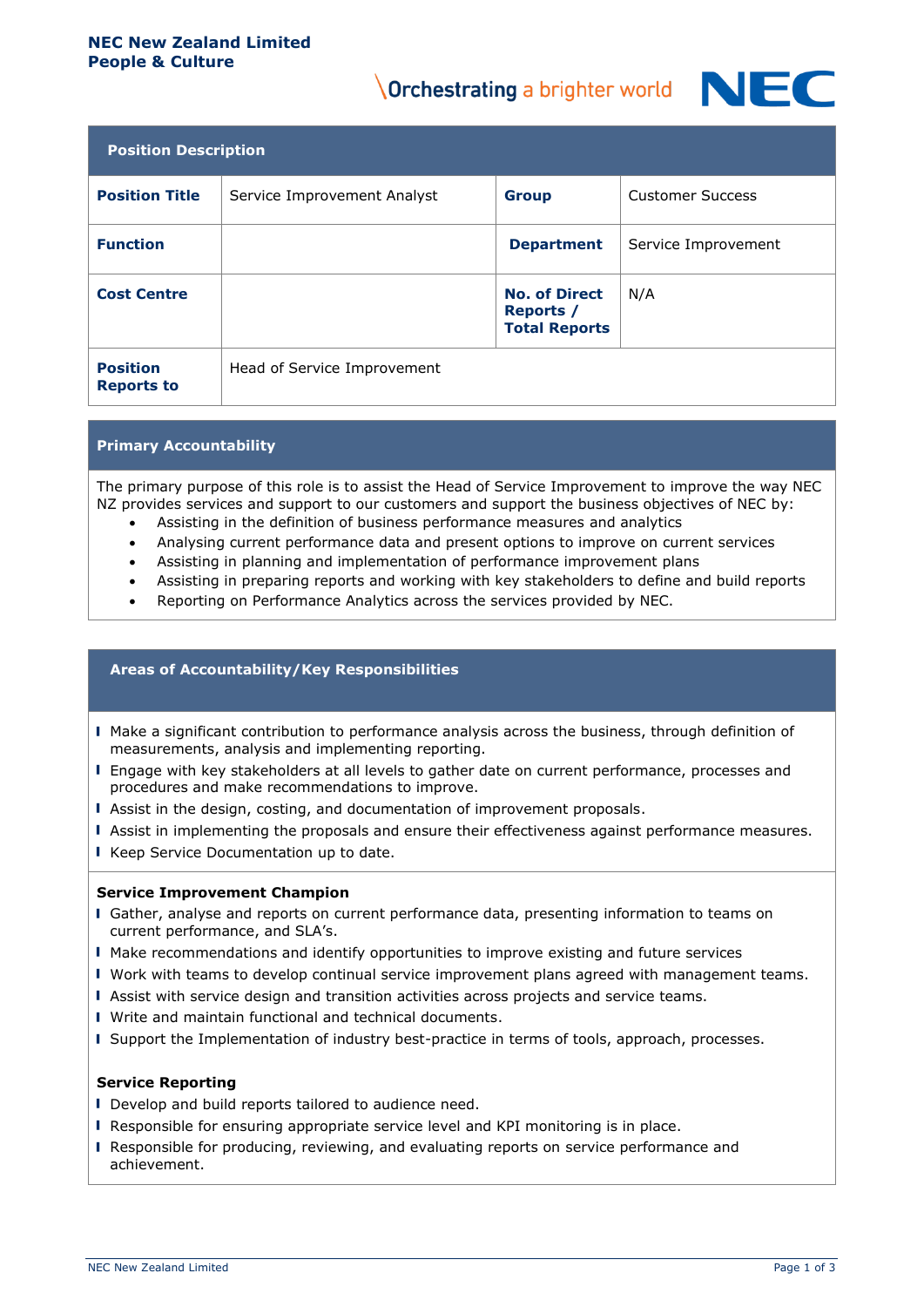**NEC New Zealand Limited**
**People & Culture**

\Orchestrating a brighter world NEC

## Position Description

| | | | |
|---|---|---|---|
| **Position Title** | Service Improvement Analyst | **Group** | Customer Success |
| **Function** | | **Department** | Service Improvement |
| **Cost Centre** | | **No. of Direct Reports / Total Reports** | N/A |
| **Position Reports to** | Head of Service Improvement | | |

## Primary Accountability

The primary purpose of this role is to assist the Head of Service Improvement to improve the way NEC NZ provides services and support to our customers and support the business objectives of NEC by:

- Assisting in the definition of business performance measures and analytics
- Analysing current performance data and present options to improve on current services
- Assisting in planning and implementation of performance improvement plans
- Assisting in preparing reports and working with key stakeholders to define and build reports
- Reporting on Performance Analytics across the services provided by NEC.

## Areas of Accountability/Key Responsibilities

- Make a significant contribution to performance analysis across the business, through definition of measurements, analysis and implementing reporting.
- Engage with key stakeholders at all levels to gather date on current performance, processes and procedures and make recommendations to improve.
- Assist in the design, costing, and documentation of improvement proposals.
- Assist in implementing the proposals and ensure their effectiveness against performance measures.
- Keep Service Documentation up to date.

**Service Improvement Champion**

- Gather, analyse and reports on current performance data, presenting information to teams on current performance, and SLA's.
- Make recommendations and identify opportunities to improve existing and future services
- Work with teams to develop continual service improvement plans agreed with management teams.
- Assist with service design and transition activities across projects and service teams.
- Write and maintain functional and technical documents.
- Support the Implementation of industry best-practice in terms of tools, approach, processes.

**Service Reporting**

- Develop and build reports tailored to audience need.
- Responsible for ensuring appropriate service level and KPI monitoring is in place.
- Responsible for producing, reviewing, and evaluating reports on service performance and achievement.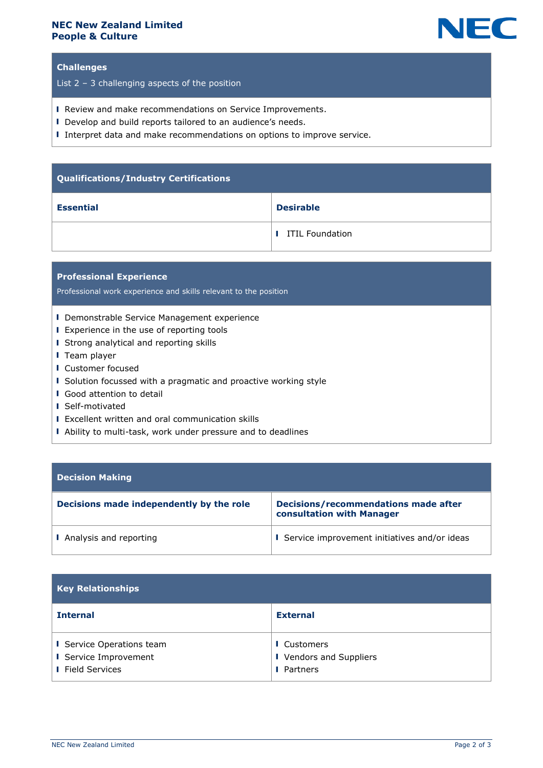## Challenges

List 2 – 3 challenging aspects of the position

- Review and make recommendations on Service Improvements.
- Develop and build reports tailored to an audience's needs.
- Interpret data and make recommendations on options to improve service.

## Qualifications/Industry Certifications

| Essential | Desirable |
|---|---|
| | ITIL Foundation |

## Professional Experience

Professional work experience and skills relevant to the position

- Demonstrable Service Management experience
- Experience in the use of reporting tools
- Strong analytical and reporting skills
- Team player
- Customer focused
- Solution focussed with a pragmatic and proactive working style
- Good attention to detail
- Self-motivated
- Excellent written and oral communication skills
- Ability to multi-task, work under pressure and to deadlines

## Decision Making

| Decisions made independently by the role | Decisions/recommendations made after consultation with Manager |
|---|---|
| Analysis and reporting | Service improvement initiatives and/or ideas |

## Key Relationships

| Internal | External |
|---|---|
| Service Operations team<br>Service Improvement<br>Field Services | Customers<br>Vendors and Suppliers<br>Partners |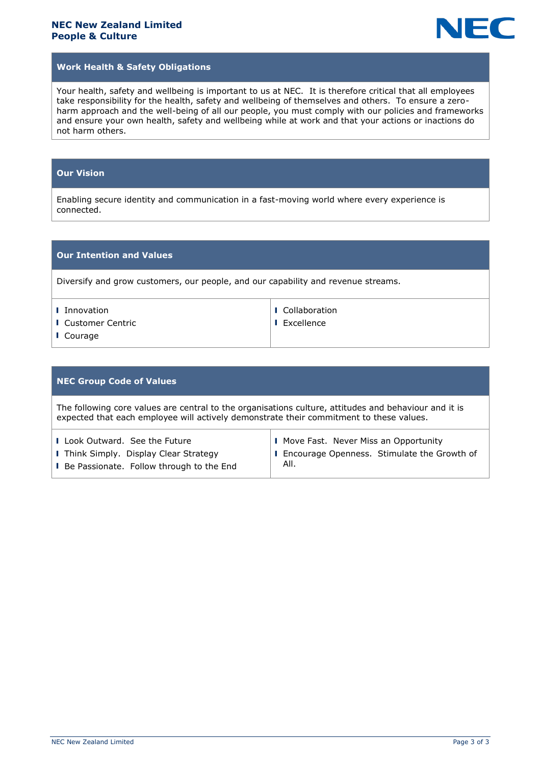## Work Health & Safety Obligations

Your health, safety and wellbeing is important to us at NEC. It is therefore critical that all employees take responsibility for the health, safety and wellbeing of themselves and others. To ensure a zero-harm approach and the well-being of all our people, you must comply with our policies and frameworks and ensure your own health, safety and wellbeing while at work and that your actions or inactions do not harm others.

## Our Vision

Enabling secure identity and communication in a fast-moving world where every experience is connected.

## Our Intention and Values

Diversify and grow customers, our people, and our capability and revenue streams.

- Innovation
- Customer Centric
- Courage
- Collaboration
- Excellence

## NEC Group Code of Values

The following core values are central to the organisations culture, attitudes and behaviour and it is expected that each employee will actively demonstrate their commitment to these values.

- Look Outward. See the Future
- Think Simply. Display Clear Strategy
- Be Passionate. Follow through to the End
- Move Fast. Never Miss an Opportunity
- Encourage Openness. Stimulate the Growth of All.